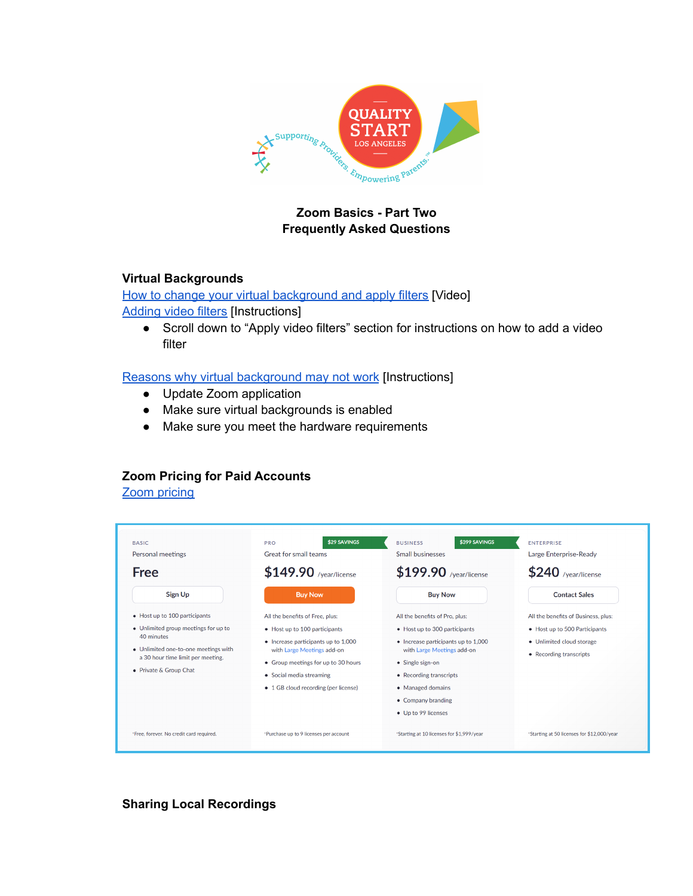**Zoom Basics - Part Two**
**Frequently Asked Questions**

## Virtual Backgrounds

How to change your virtual background and apply filters [Video]
Adding video filters [Instructions]

- Scroll down to "Apply video filters" section for instructions on how to add a video filter

Reasons why virtual background may not work [Instructions]

- Update Zoom application
- Make sure virtual backgrounds is enabled
- Make sure you meet the hardware requirements

## Zoom Pricing for Paid Accounts

Zoom pricing

| BASIC | PRO ($29 SAVINGS) | BUSINESS ($399 SAVINGS) | ENTERPRISE |
|---|---|---|---|
| Personal meetings | Great for small teams | Small businesses | Large Enterprise-Ready |
| Free | $149.90 /year/license | $199.90 /year/license | $240 /year/license |
| Sign Up | Buy Now | Buy Now | Contact Sales |
| • Host up to 100 participants<br>• Unlimited group meetings for up to 40 minutes<br>• Unlimited one-to-one meetings with a 30 hour time limit per meeting.<br>• Private & Group Chat | All the benefits of Free, plus:<br>• Host up to 100 participants<br>• Increase participants up to 1,000 with Large Meetings add-on<br>• Group meetings for up to 30 hours<br>• Social media streaming<br>• 1 GB cloud recording (per license) | All the benefits of Pro, plus:<br>• Host up to 300 participants<br>• Increase participants up to 1,000 with Large Meetings add-on<br>• Single sign-on<br>• Recording transcripts<br>• Managed domains<br>• Company branding<br>• Up to 99 licenses | All the benefits of Business, plus:<br>• Host up to 500 Participants<br>• Unlimited cloud storage<br>• Recording transcripts |
| *Free, forever. No credit card required. | *Purchase up to 9 licenses per account | *Starting at 10 licenses for $1,999/year | *Starting at 50 licenses for $12,000/year |

## Sharing Local Recordings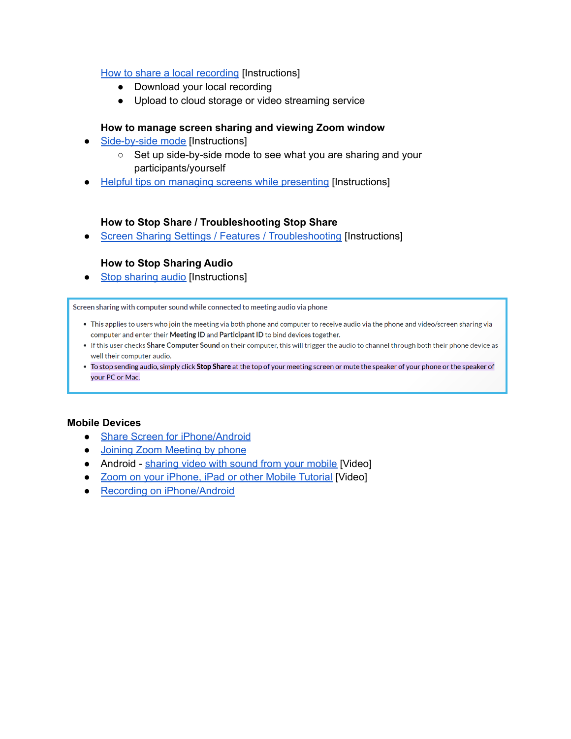[How to share a local recording](#) [Instructions]

- Download your local recording
- Upload to cloud storage or video streaming service

**How to manage screen sharing and viewing Zoom window**

- [Side-by-side mode](#) [Instructions]
  - Set up side-by-side mode to see what you are sharing and your participants/yourself
- [Helpful tips on managing screens while presenting](#) [Instructions]

**How to Stop Share / Troubleshooting Stop Share**

- [Screen Sharing Settings / Features / Troubleshooting](#) [Instructions]

**How to Stop Sharing Audio**

- [Stop sharing audio](#) [Instructions]

> Screen sharing with computer sound while connected to meeting audio via phone
>
> - This applies to users who join the meeting via both phone and computer to receive audio via the phone and video/screen sharing via computer and enter their **Meeting ID** and **Participant ID** to bind devices together.
> - If this user checks **Share Computer Sound** on their computer, this will trigger the audio to channel through both their phone device as well their computer audio.
> - To stop sending audio, simply click **Stop Share** at the top of your meeting screen or mute the speaker of your phone or the speaker of your PC or Mac.

**Mobile Devices**

- [Share Screen for iPhone/Android](#)
- [Joining Zoom Meeting by phone](#)
- Android - [sharing video with sound from your mobile](#) [Video]
- [Zoom on your iPhone, iPad or other Mobile Tutorial](#) [Video]
- [Recording on iPhone/Android](#)